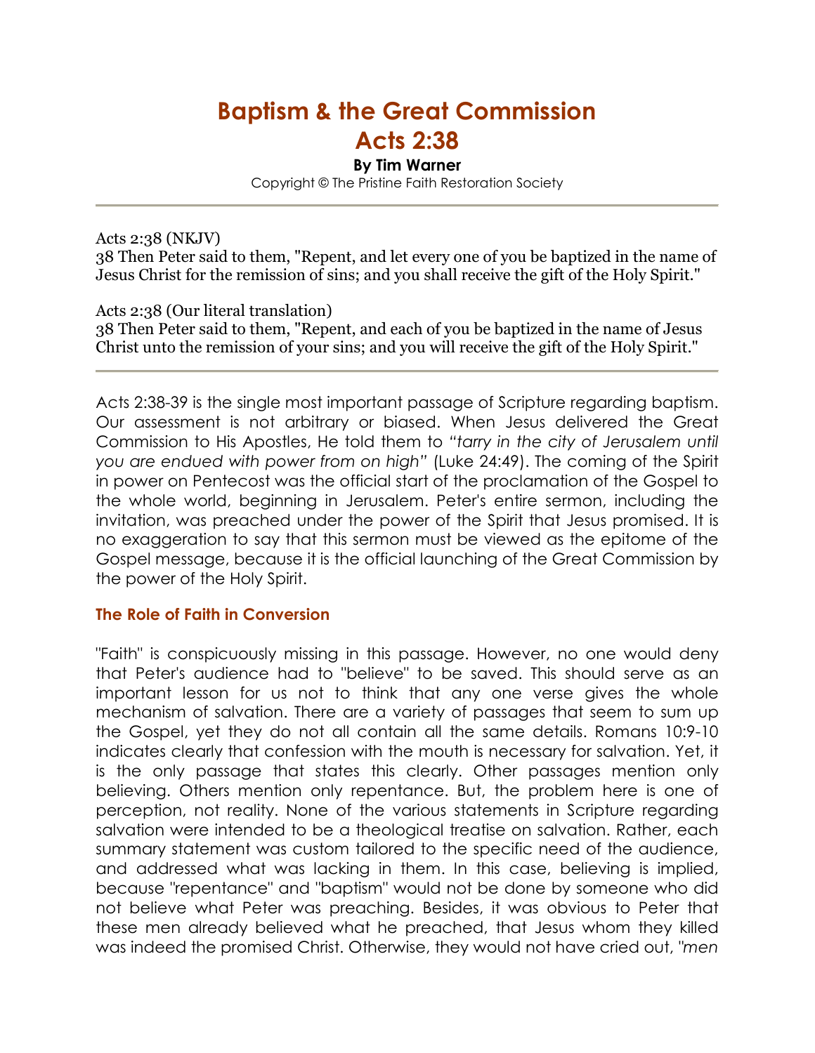# Baptism & the Great Commission
# Acts 2:38

**By Tim Warner**

Copyright © The Pristine Faith Restoration Society

---

Acts 2:38 (NKJV)
38 Then Peter said to them, "Repent, and let every one of you be baptized in the name of Jesus Christ for the remission of sins; and you shall receive the gift of the Holy Spirit."

Acts 2:38 (Our literal translation)
38 Then Peter said to them, "Repent, and each of you be baptized in the name of Jesus Christ unto the remission of your sins; and you will receive the gift of the Holy Spirit."

---

Acts 2:38-39 is the single most important passage of Scripture regarding baptism. Our assessment is not arbitrary or biased. When Jesus delivered the Great Commission to His Apostles, He told them to *"tarry in the city of Jerusalem until you are endued with power from on high"* (Luke 24:49). The coming of the Spirit in power on Pentecost was the official start of the proclamation of the Gospel to the whole world, beginning in Jerusalem. Peter's entire sermon, including the invitation, was preached under the power of the Spirit that Jesus promised. It is no exaggeration to say that this sermon must be viewed as the epitome of the Gospel message, because it is the official launching of the Great Commission by the power of the Holy Spirit.

### The Role of Faith in Conversion

"Faith" is conspicuously missing in this passage. However, no one would deny that Peter's audience had to "believe" to be saved. This should serve as an important lesson for us not to think that any one verse gives the whole mechanism of salvation. There are a variety of passages that seem to sum up the Gospel, yet they do not all contain all the same details. Romans 10:9-10 indicates clearly that confession with the mouth is necessary for salvation. Yet, it is the only passage that states this clearly. Other passages mention only believing. Others mention only repentance. But, the problem here is one of perception, not reality. None of the various statements in Scripture regarding salvation were intended to be a theological treatise on salvation. Rather, each summary statement was custom tailored to the specific need of the audience, and addressed what was lacking in them. In this case, believing is implied, because "repentance" and "baptism" would not be done by someone who did not believe what Peter was preaching. Besides, it was obvious to Peter that these men already believed what he preached, that Jesus whom they killed was indeed the promised Christ. Otherwise, they would not have cried out, *"men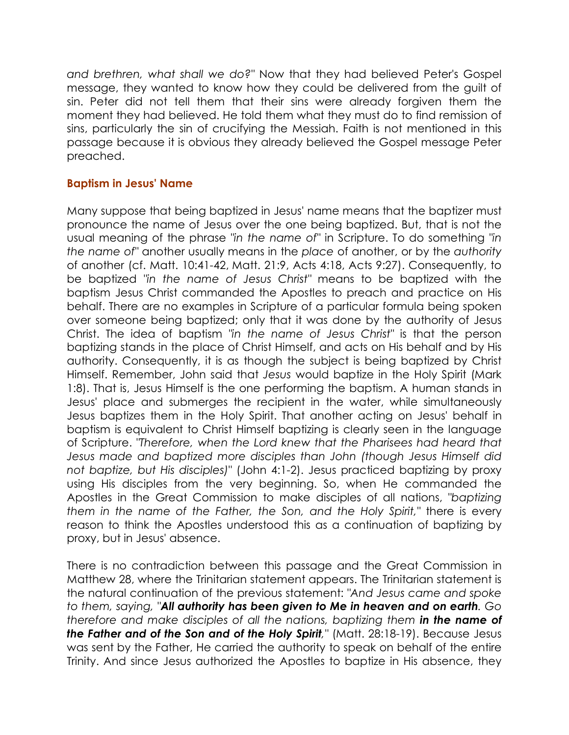*and brethren, what shall we do?"* Now that they had believed Peter's Gospel message, they wanted to know how they could be delivered from the guilt of sin. Peter did not tell them that their sins were already forgiven them the moment they had believed. He told them what they must do to find remission of sins, particularly the sin of crucifying the Messiah. Faith is not mentioned in this passage because it is obvious they already believed the Gospel message Peter preached.

## Baptism in Jesus' Name

Many suppose that being baptized in Jesus' name means that the baptizer must pronounce the name of Jesus over the one being baptized. But, that is not the usual meaning of the phrase *"in the name of"* in Scripture. To do something *"in the name of"* another usually means in the *place* of another, or by the *authority* of another (cf. Matt. 10:41-42, Matt. 21:9, Acts 4:18, Acts 9:27). Consequently, to be baptized *"in the name of Jesus Christ"* means to be baptized with the baptism Jesus Christ commanded the Apostles to preach and practice on His behalf. There are no examples in Scripture of a particular formula being spoken over someone being baptized; only that it was done by the authority of Jesus Christ. The idea of baptism *"in the name of Jesus Christ"* is that the person baptizing stands in the place of Christ Himself, and acts on His behalf and by His authority. Consequently, it is as though the subject is being baptized by Christ Himself. Remember, John said that *Jesus* would baptize in the Holy Spirit (Mark 1:8). That is, Jesus Himself is the one performing the baptism. A human stands in Jesus' place and submerges the recipient in the water, while simultaneously Jesus baptizes them in the Holy Spirit. That another acting on Jesus' behalf in baptism is equivalent to Christ Himself baptizing is clearly seen in the language of Scripture. *"Therefore, when the Lord knew that the Pharisees had heard that Jesus made and baptized more disciples than John (though Jesus Himself did not baptize, but His disciples)"* (John 4:1-2). Jesus practiced baptizing by proxy using His disciples from the very beginning. So, when He commanded the Apostles in the Great Commission to make disciples of all nations, *"baptizing them in the name of the Father, the Son, and the Holy Spirit,"* there is every reason to think the Apostles understood this as a continuation of baptizing by proxy, but in Jesus' absence.

There is no contradiction between this passage and the Great Commission in Matthew 28, where the Trinitarian statement appears. The Trinitarian statement is the natural continuation of the previous statement: *"And Jesus came and spoke to them, saying, "**All authority has been given to Me in heaven and on earth**. Go therefore and make disciples of all the nations, baptizing them **in the name of the Father and of the Son and of the Holy Spirit**,"* (Matt. 28:18-19). Because Jesus was sent by the Father, He carried the authority to speak on behalf of the entire Trinity. And since Jesus authorized the Apostles to baptize in His absence, they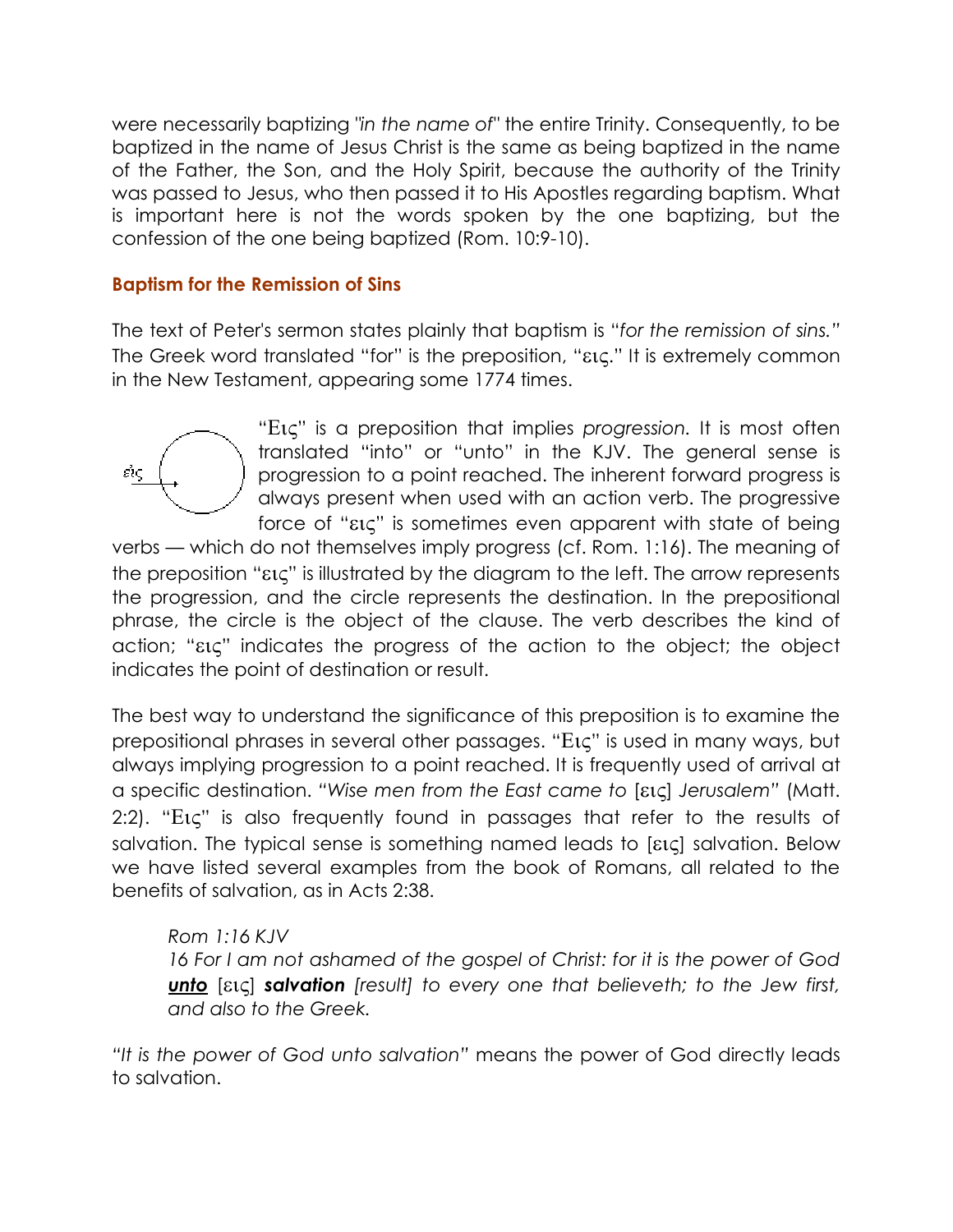were necessarily baptizing *"in the name of"* the entire Trinity. Consequently, to be baptized in the name of Jesus Christ is the same as being baptized in the name of the Father, the Son, and the Holy Spirit, because the authority of the Trinity was passed to Jesus, who then passed it to His Apostles regarding baptism. What is important here is not the words spoken by the one baptizing, but the confession of the one being baptized (Rom. 10:9-10).

## Baptism for the Remission of Sins

The text of Peter's sermon states plainly that baptism is "*for the remission of sins.*" The Greek word translated "for" is the preposition, "εις." It is extremely common in the New Testament, appearing some 1774 times.

"Εις" is a preposition that implies *progression*. It is most often translated "into" or "unto" in the KJV. The general sense is progression to a point reached. The inherent forward progress is always present when used with an action verb. The progressive force of "εις" is sometimes even apparent with state of being verbs — which do not themselves imply progress (cf. Rom. 1:16). The meaning of the preposition "εις" is illustrated by the diagram to the left. The arrow represents the progression, and the circle represents the destination. In the prepositional phrase, the circle is the object of the clause. The verb describes the kind of action; "εις" indicates the progress of the action to the object; the object indicates the point of destination or result.

The best way to understand the significance of this preposition is to examine the prepositional phrases in several other passages. "Εις" is used in many ways, but always implying progression to a point reached. It is frequently used of arrival at a specific destination. "*Wise men from the East came to* [εις] *Jerusalem*" (Matt. 2:2). "Εις" is also frequently found in passages that refer to the results of salvation. The typical sense is something named leads to [εις] salvation. Below we have listed several examples from the book of Romans, all related to the benefits of salvation, as in Acts 2:38.

> *Rom 1:16 KJV*
> *16 For I am not ashamed of the gospel of Christ: for it is the power of God* ***unto*** [εις] ***salvation*** *[result] to every one that believeth; to the Jew first, and also to the Greek.*

*"It is the power of God unto salvation"* means the power of God directly leads to salvation.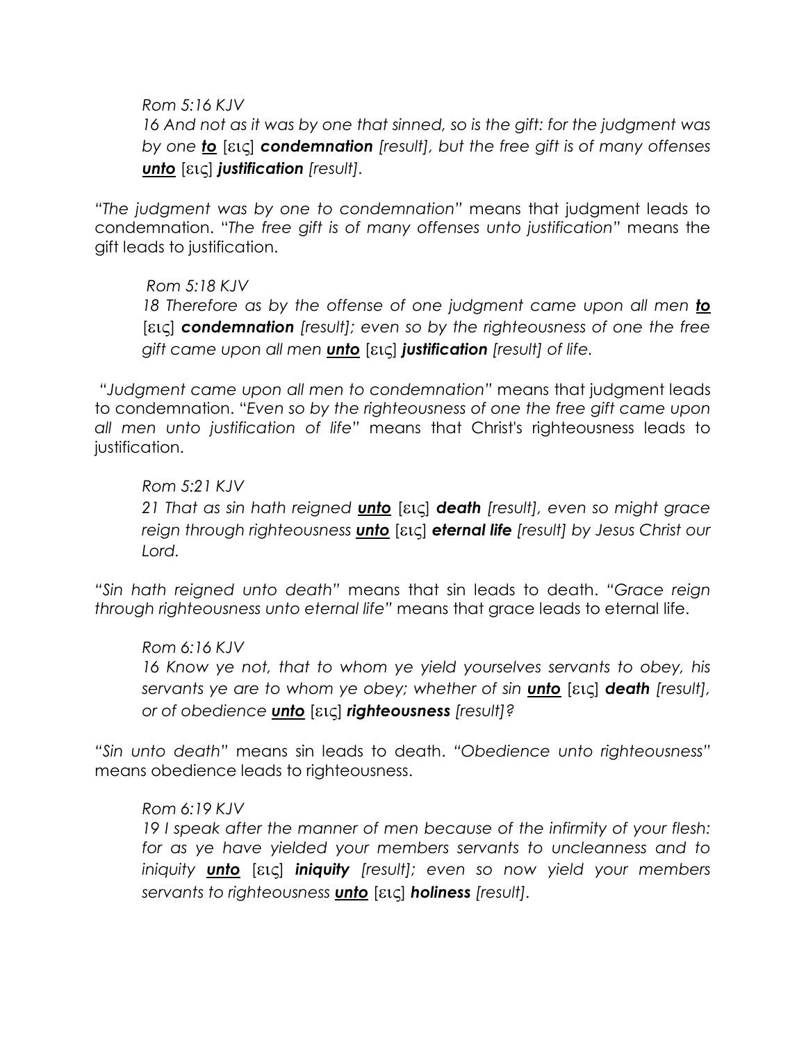> *Rom 5:16 KJV*
> *16 And not as it was by one that sinned, so is the gift: for the judgment was by one* ***to*** [εις] ***condemnation*** *[result], but the free gift is of many offenses* ***unto*** [εις] ***justification*** *[result].*

*"The judgment was by one to condemnation"* means that judgment leads to condemnation. "*The free gift is of many offenses unto justification"* means the gift leads to justification.

> *Rom 5:18 KJV*
> *18 Therefore as by the offense of one judgment came upon all men* ***to*** [εις] ***condemnation*** *[result]; even so by the righteousness of one the free gift came upon all men* ***unto*** [εις] ***justification*** *[result] of life.*

*"Judgment came upon all men to condemnation"* means that judgment leads to condemnation. "*Even so by the righteousness of one the free gift came upon all men unto justification of life"* means that Christ's righteousness leads to justification.

> *Rom 5:21 KJV*
> *21 That as sin hath reigned* ***unto*** [εις] ***death*** *[result], even so might grace reign through righteousness* ***unto*** [εις] ***eternal life*** *[result] by Jesus Christ our Lord.*

*"Sin hath reigned unto death"* means that sin leads to death. *"Grace reign through righteousness unto eternal life"* means that grace leads to eternal life.

> *Rom 6:16 KJV*
> *16 Know ye not, that to whom ye yield yourselves servants to obey, his servants ye are to whom ye obey; whether of sin* ***unto*** [εις] ***death*** *[result], or of obedience* ***unto*** [εις] ***righteousness*** *[result]?*

*"Sin unto death"* means sin leads to death. *"Obedience unto righteousness"* means obedience leads to righteousness.

> *Rom 6:19 KJV*
> *19 I speak after the manner of men because of the infirmity of your flesh: for as ye have yielded your members servants to uncleanness and to iniquity* ***unto*** [εις] ***iniquity*** *[result]; even so now yield your members servants to righteousness* ***unto*** [εις] ***holiness*** *[result].*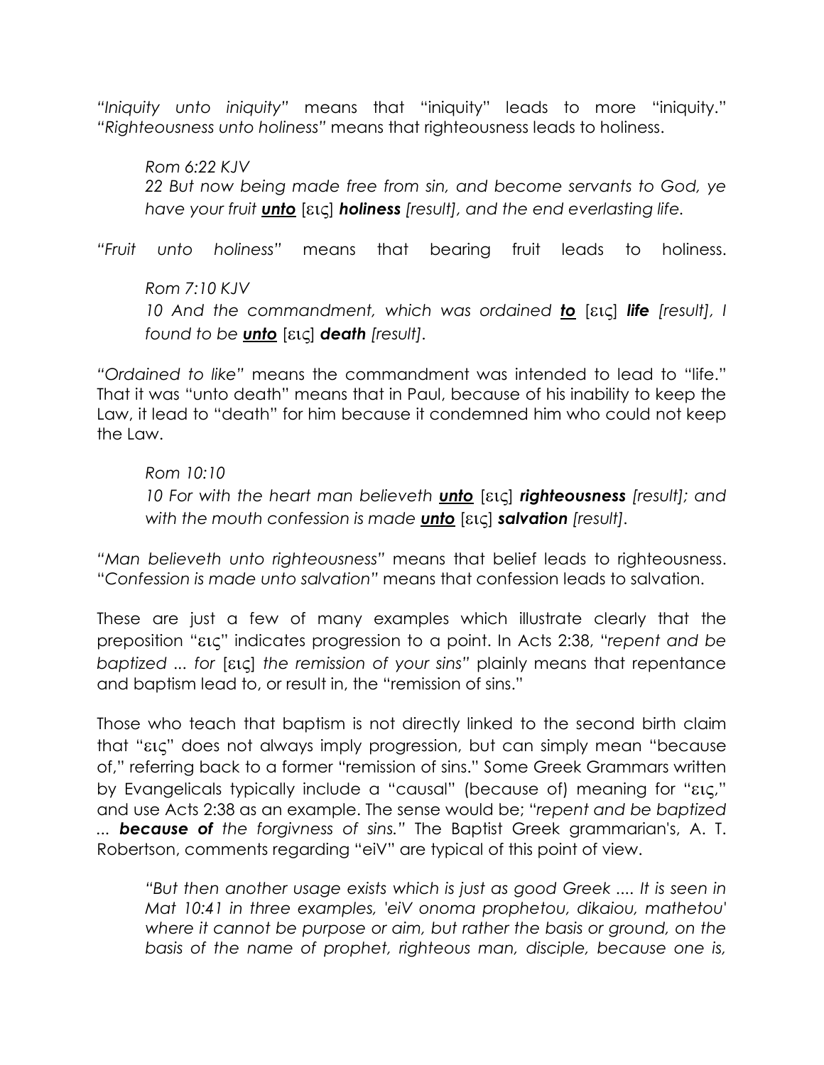*"Iniquity unto iniquity"* means that "iniquity" leads to more "iniquity." *"Righteousness unto holiness"* means that righteousness leads to holiness.

> *Rom 6:22 KJV*
> *22 But now being made free from sin, and become servants to God, ye have your fruit* ***<u>unto</u>*** [εις] ***holiness*** *[result], and the end everlasting life.*

*"Fruit unto holiness"* means that bearing fruit leads to holiness.

> *Rom 7:10 KJV*
> *10 And the commandment, which was ordained* ***<u>to</u>*** [εις] ***life*** *[result], I found to be* ***<u>unto</u>*** [εις] ***death*** *[result].*

*"Ordained to like"* means the commandment was intended to lead to "life." That it was "unto death" means that in Paul, because of his inability to keep the Law, it lead to "death" for him because it condemned him who could not keep the Law.

> *Rom 10:10*
> *10 For with the heart man believeth* ***<u>unto</u>*** [εις] ***righteousness*** *[result]; and with the mouth confession is made* ***<u>unto</u>*** [εις] ***salvation*** *[result].*

*"Man believeth unto righteousness"* means that belief leads to righteousness. "*Confession is made unto salvation"* means that confession leads to salvation.

These are just a few of many examples which illustrate clearly that the preposition "εις" indicates progression to a point. In Acts 2:38, "*repent and be baptized ... for* [εις] *the remission of your sins"* plainly means that repentance and baptism lead to, or result in, the "remission of sins."

Those who teach that baptism is not directly linked to the second birth claim that "εις" does not always imply progression, but can simply mean "because of," referring back to a former "remission of sins." Some Greek Grammars written by Evangelicals typically include a "causal" (because of) meaning for "εις," and use Acts 2:38 as an example. The sense would be; "*repent and be baptized ...* ***because of*** *the forgivness of sins."* The Baptist Greek grammarian's, A. T. Robertson, comments regarding "eiV" are typical of this point of view.

> *"But then another usage exists which is just as good Greek .... It is seen in Mat 10:41 in three examples, 'eiV onoma prophetou, dikaiou, mathetou' where it cannot be purpose or aim, but rather the basis or ground, on the basis of the name of prophet, righteous man, disciple, because one is,*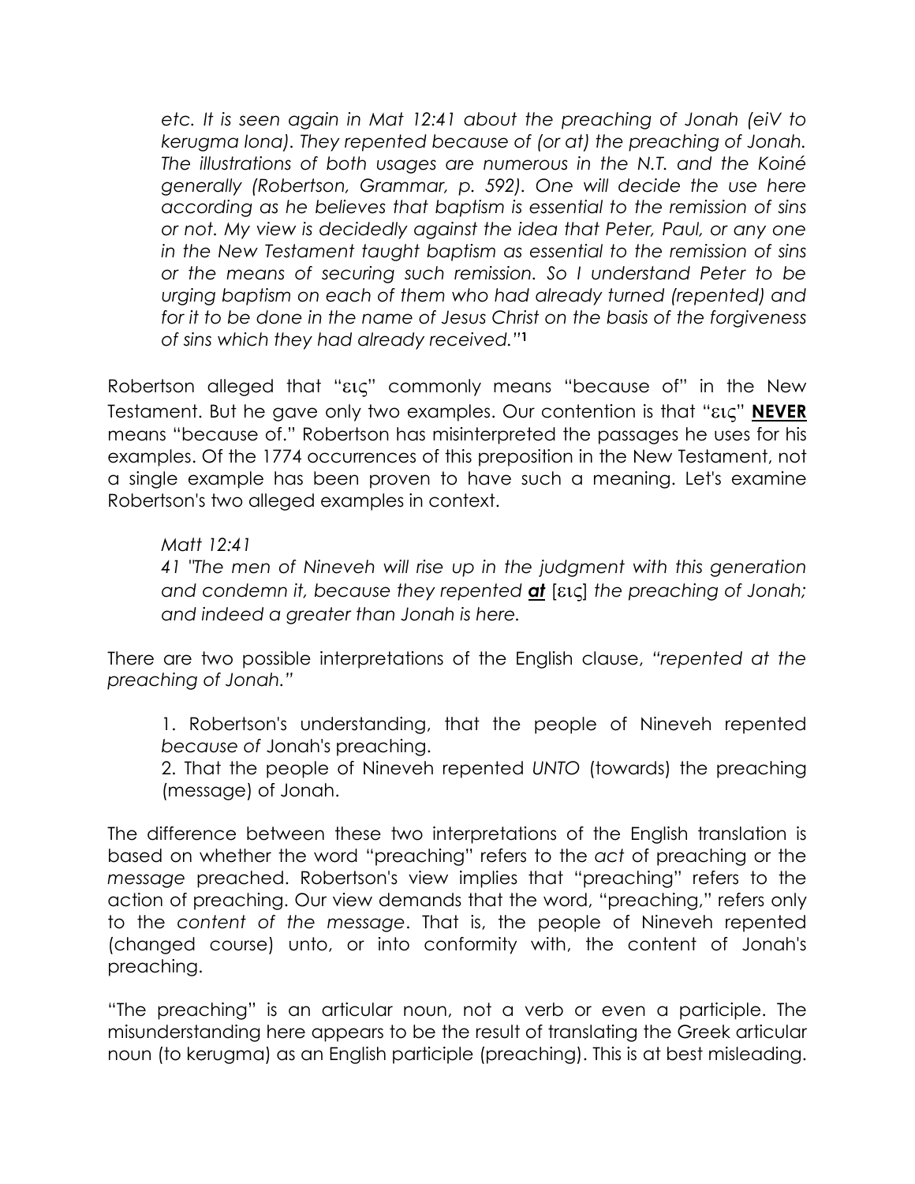*etc. It is seen again in Mat 12:41 about the preaching of Jonah (eiV to kerugma Iona). They repented because of (or at) the preaching of Jonah. The illustrations of both usages are numerous in the N.T. and the Koiné generally (Robertson, Grammar, p. 592). One will decide the use here according as he believes that baptism is essential to the remission of sins or not. My view is decidedly against the idea that Peter, Paul, or any one in the New Testament taught baptism as essential to the remission of sins or the means of securing such remission. So I understand Peter to be urging baptism on each of them who had already turned (repented) and for it to be done in the name of Jesus Christ on the basis of the forgiveness of sins which they had already received."*[1]

Robertson alleged that "εις" commonly means "because of" in the New Testament. But he gave only two examples. Our contention is that "εις" **NEVER** means "because of." Robertson has misinterpreted the passages he uses for his examples. Of the 1774 occurrences of this preposition in the New Testament, not a single example has been proven to have such a meaning. Let's examine Robertson's two alleged examples in context.

*Matt 12:41*
*41 "The men of Nineveh will rise up in the judgment with this generation and condemn it, because they repented* ***at*** [εις] *the preaching of Jonah; and indeed a greater than Jonah is here.*

There are two possible interpretations of the English clause, *"repented at the preaching of Jonah."*

1. Robertson's understanding, that the people of Nineveh repented *because of* Jonah's preaching.
2. That the people of Nineveh repented *UNTO* (towards) the preaching (message) of Jonah.

The difference between these two interpretations of the English translation is based on whether the word "preaching" refers to the *act* of preaching or the *message* preached. Robertson's view implies that "preaching" refers to the action of preaching. Our view demands that the word, "preaching," refers only to the *content of the message*. That is, the people of Nineveh repented (changed course) unto, or into conformity with, the content of Jonah's preaching.

"The preaching" is an articular noun, not a verb or even a participle. The misunderstanding here appears to be the result of translating the Greek articular noun (to kerugma) as an English participle (preaching). This is at best misleading.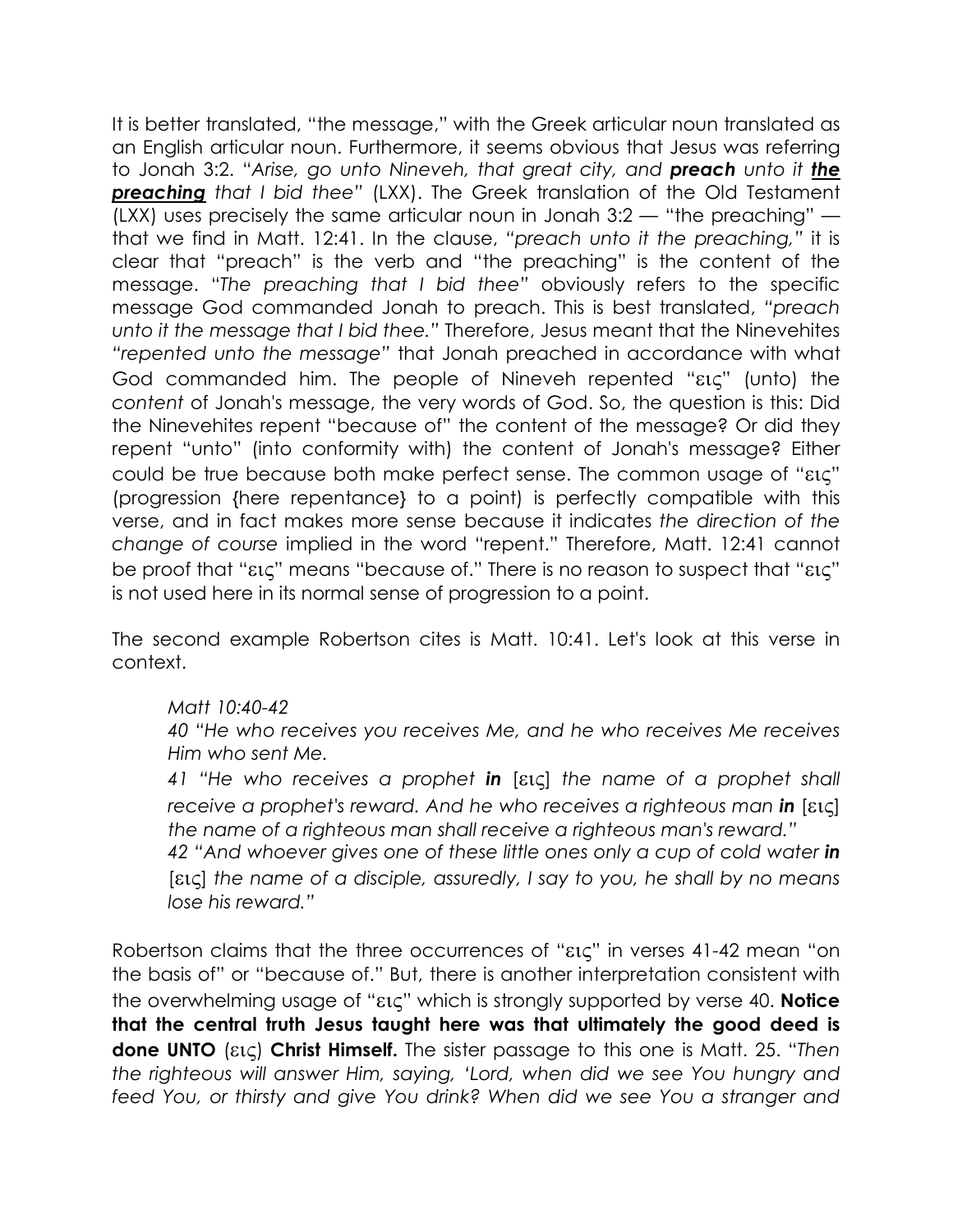It is better translated, "the message," with the Greek articular noun translated as an English articular noun. Furthermore, it seems obvious that Jesus was referring to Jonah 3:2. "*Arise, go unto Nineveh, that great city, and **preach** unto it **<u>the preaching</u>** that I bid thee*" (LXX). The Greek translation of the Old Testament (LXX) uses precisely the same articular noun in Jonah 3:2 — "the preaching" — that we find in Matt. 12:41. In the clause, *"preach unto it the preaching,"* it is clear that "preach" is the verb and "the preaching" is the content of the message. "*The preaching that I bid thee*" obviously refers to the specific message God commanded Jonah to preach. This is best translated, *"preach unto it the message that I bid thee."* Therefore, Jesus meant that the Ninevehites *"repented unto the message"* that Jonah preached in accordance with what God commanded him. The people of Nineveh repented "εις" (unto) the *content* of Jonah's message, the very words of God. So, the question is this: Did the Ninevehites repent "because of" the content of the message? Or did they repent "unto" (into conformity with) the content of Jonah's message? Either could be true because both make perfect sense. The common usage of "εις" (progression {here repentance} to a point) is perfectly compatible with this verse, and in fact makes more sense because it indicates *the direction of the change of course* implied in the word "repent." Therefore, Matt. 12:41 cannot be proof that "εις" means "because of." There is no reason to suspect that "εις" is not used here in its normal sense of progression to a point.

The second example Robertson cites is Matt. 10:41. Let's look at this verse in context.

> *Matt 10:40-42*
>
> *40 "He who receives you receives Me, and he who receives Me receives Him who sent Me.*
>
> *41 "He who receives a prophet **in** [εις] the name of a prophet shall receive a prophet's reward. And he who receives a righteous man **in** [εις] the name of a righteous man shall receive a righteous man's reward."*
>
> *42 "And whoever gives one of these little ones only a cup of cold water **in** [εις] the name of a disciple, assuredly, I say to you, he shall by no means lose his reward."*

Robertson claims that the three occurrences of "εις" in verses 41-42 mean "on the basis of" or "because of." But, there is another interpretation consistent with the overwhelming usage of "εις" which is strongly supported by verse 40. **Notice that the central truth Jesus taught here was that ultimately the good deed is done UNTO** (εις) **Christ Himself.** The sister passage to this one is Matt. 25. "*Then the righteous will answer Him, saying, 'Lord, when did we see You hungry and feed You, or thirsty and give You drink? When did we see You a stranger and*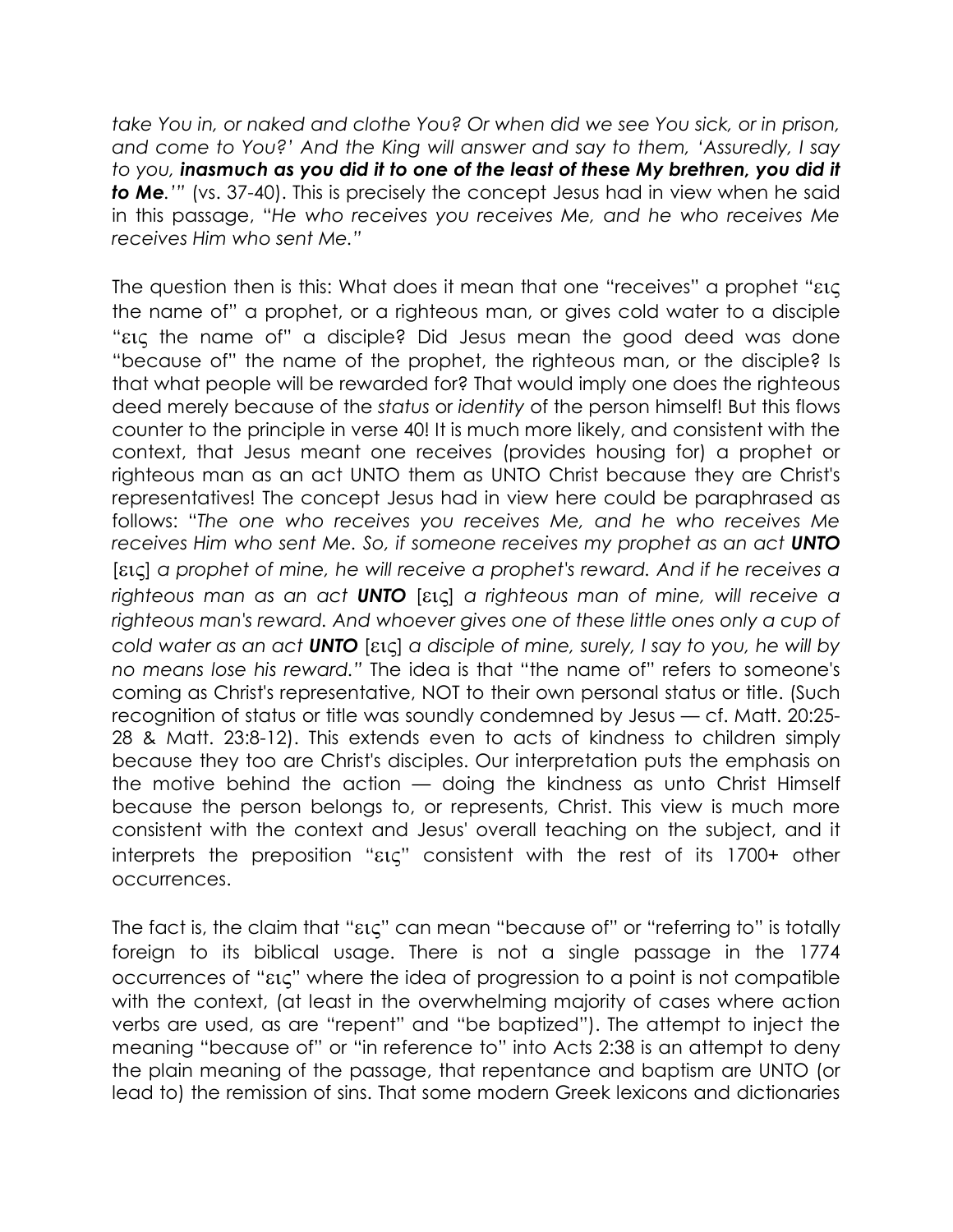*take You in, or naked and clothe You? Or when did we see You sick, or in prison, and come to You?' And the King will answer and say to them, 'Assuredly, I say to you, **inasmuch as you did it to one of the least of these My brethren, you did it to Me**.'"* (vs. 37-40). This is precisely the concept Jesus had in view when he said in this passage, "*He who receives you receives Me, and he who receives Me receives Him who sent Me.*"

The question then is this: What does it mean that one "receives" a prophet "εις the name of" a prophet, or a righteous man, or gives cold water to a disciple "εις the name of" a disciple? Did Jesus mean the good deed was done "because of" the name of the prophet, the righteous man, or the disciple? Is that what people will be rewarded for? That would imply one does the righteous deed merely because of the *status* or *identity* of the person himself! But this flows counter to the principle in verse 40! It is much more likely, and consistent with the context, that Jesus meant one receives (provides housing for) a prophet or righteous man as an act UNTO them as UNTO Christ because they are Christ's representatives! The concept Jesus had in view here could be paraphrased as follows: "*The one who receives you receives Me, and he who receives Me receives Him who sent Me. So, if someone receives my prophet as an act **UNTO** [εις] a prophet of mine, he will receive a prophet's reward. And if he receives a righteous man as an act **UNTO** [εις] a righteous man of mine, will receive a righteous man's reward. And whoever gives one of these little ones only a cup of cold water as an act **UNTO** [εις] a disciple of mine, surely, I say to you, he will by no means lose his reward.*" The idea is that "the name of" refers to someone's coming as Christ's representative, NOT to their own personal status or title. (Such recognition of status or title was soundly condemned by Jesus — cf. Matt. 20:25-28 & Matt. 23:8-12). This extends even to acts of kindness to children simply because they too are Christ's disciples. Our interpretation puts the emphasis on the motive behind the action — doing the kindness as unto Christ Himself because the person belongs to, or represents, Christ. This view is much more consistent with the context and Jesus' overall teaching on the subject, and it interprets the preposition "εις" consistent with the rest of its 1700+ other occurrences.

The fact is, the claim that "εις" can mean "because of" or "referring to" is totally foreign to its biblical usage. There is not a single passage in the 1774 occurrences of "εις" where the idea of progression to a point is not compatible with the context, (at least in the overwhelming majority of cases where action verbs are used, as are "repent" and "be baptized"). The attempt to inject the meaning "because of" or "in reference to" into Acts 2:38 is an attempt to deny the plain meaning of the passage, that repentance and baptism are UNTO (or lead to) the remission of sins. That some modern Greek lexicons and dictionaries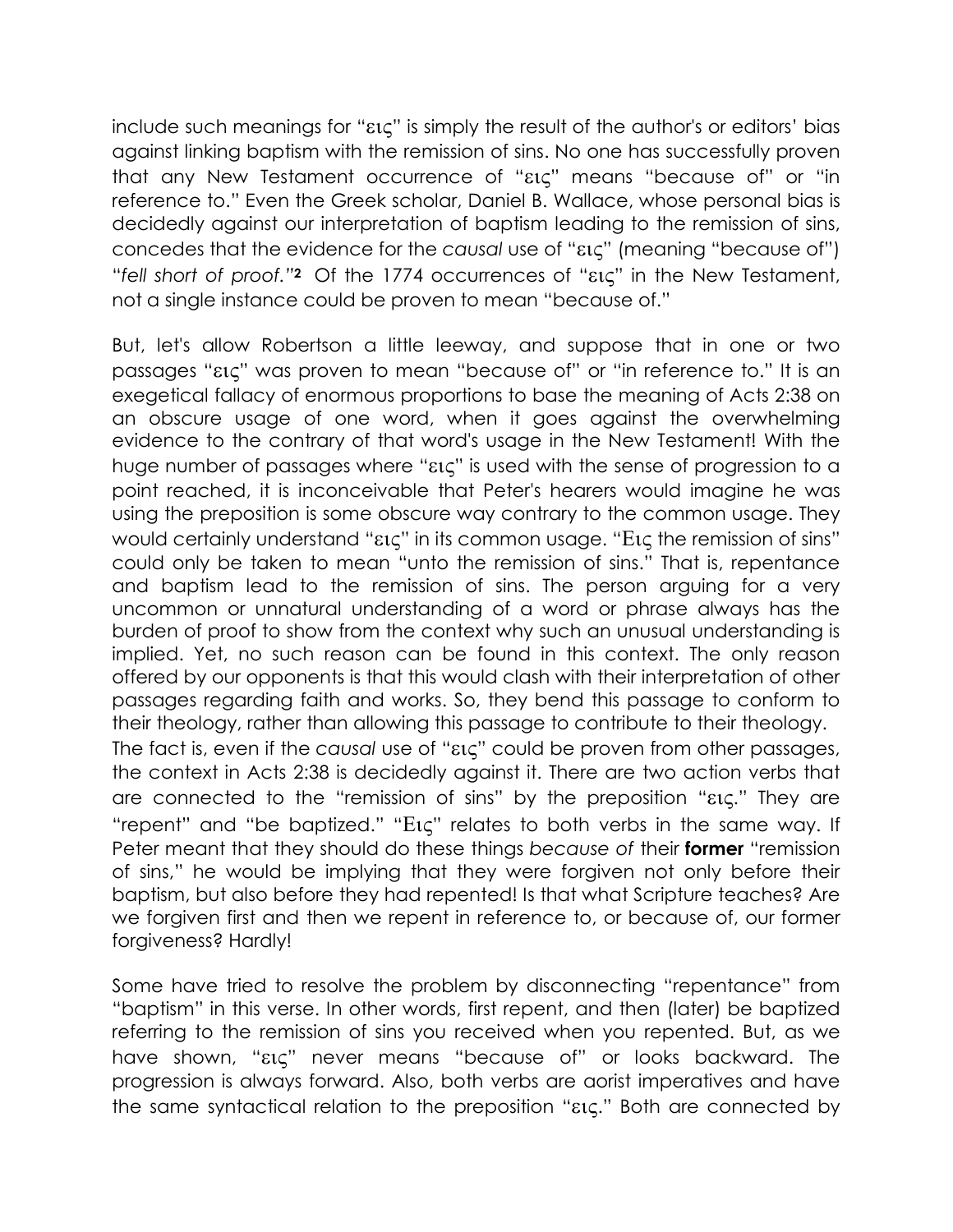include such meanings for "εις" is simply the result of the author's or editors' bias against linking baptism with the remission of sins. No one has successfully proven that any New Testament occurrence of "εις" means "because of" or "in reference to." Even the Greek scholar, Daniel B. Wallace, whose personal bias is decidedly against our interpretation of baptism leading to the remission of sins, concedes that the evidence for the *causal* use of "εις" (meaning "because of") "*fell short of proof.*"[2] Of the 1774 occurrences of "εις" in the New Testament, not a single instance could be proven to mean "because of."

But, let's allow Robertson a little leeway, and suppose that in one or two passages "εις" was proven to mean "because of" or "in reference to." It is an exegetical fallacy of enormous proportions to base the meaning of Acts 2:38 on an obscure usage of one word, when it goes against the overwhelming evidence to the contrary of that word's usage in the New Testament! With the huge number of passages where "εις" is used with the sense of progression to a point reached, it is inconceivable that Peter's hearers would imagine he was using the preposition is some obscure way contrary to the common usage. They would certainly understand "εις" in its common usage. "Εις the remission of sins" could only be taken to mean "unto the remission of sins." That is, repentance and baptism lead to the remission of sins. The person arguing for a very uncommon or unnatural understanding of a word or phrase always has the burden of proof to show from the context why such an unusual understanding is implied. Yet, no such reason can be found in this context. The only reason offered by our opponents is that this would clash with their interpretation of other passages regarding faith and works. So, they bend this passage to conform to their theology, rather than allowing this passage to contribute to their theology.
The fact is, even if the *causal* use of "εις" could be proven from other passages, the context in Acts 2:38 is decidedly against it. There are two action verbs that are connected to the "remission of sins" by the preposition "εις." They are "repent" and "be baptized." "Εις" relates to both verbs in the same way. If Peter meant that they should do these things *because of* their **former** "remission of sins," he would be implying that they were forgiven not only before their baptism, but also before they had repented! Is that what Scripture teaches? Are we forgiven first and then we repent in reference to, or because of, our former forgiveness? Hardly!

Some have tried to resolve the problem by disconnecting "repentance" from "baptism" in this verse. In other words, first repent, and then (later) be baptized referring to the remission of sins you received when you repented. But, as we have shown, "εις" never means "because of" or looks backward. The progression is always forward. Also, both verbs are aorist imperatives and have the same syntactical relation to the preposition "εις." Both are connected by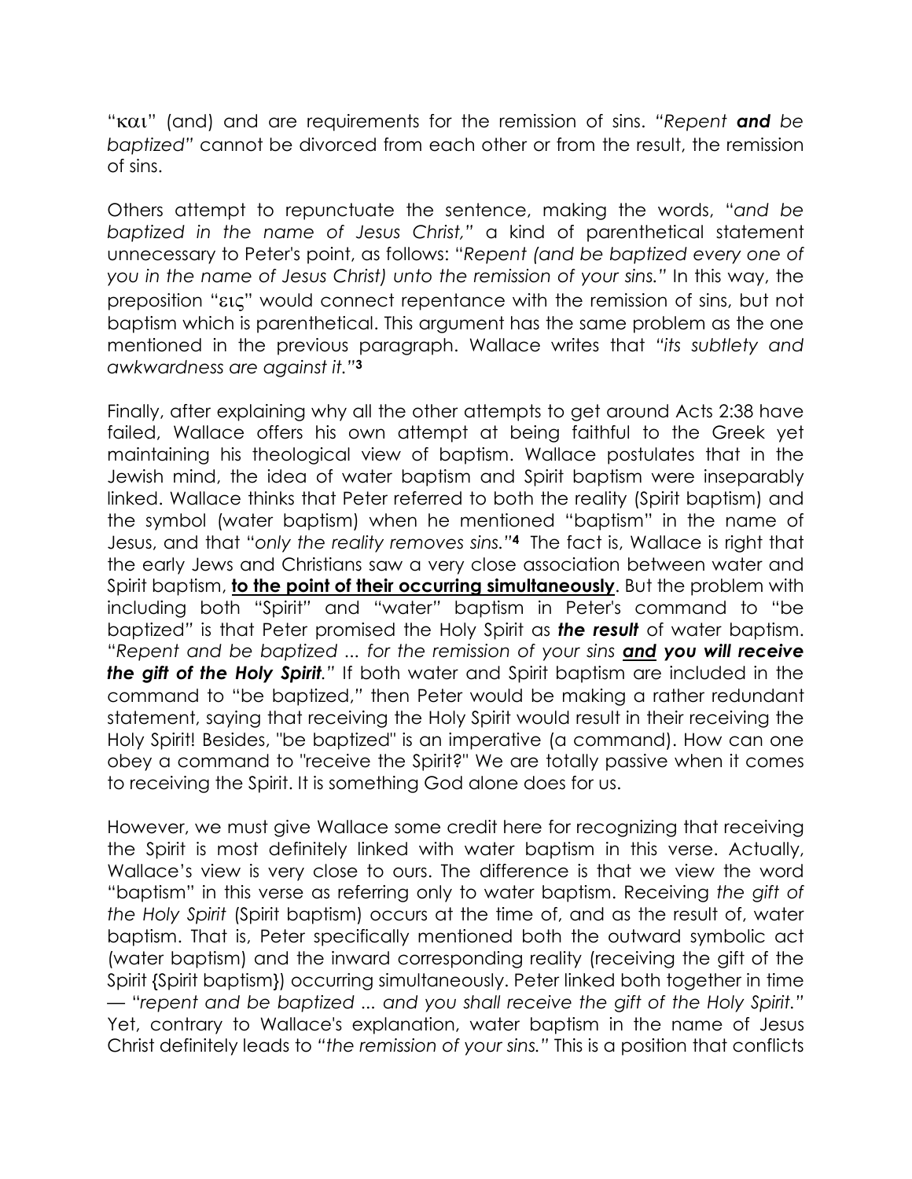"και" (and) and are requirements for the remission of sins. *"Repent **and** be baptized"* cannot be divorced from each other or from the result, the remission of sins.

Others attempt to repunctuate the sentence, making the words, "*and be baptized in the name of Jesus Christ,*" a kind of parenthetical statement unnecessary to Peter's point, as follows: "*Repent (and be baptized every one of you in the name of Jesus Christ) unto the remission of your sins.*" In this way, the preposition "εις" would connect repentance with the remission of sins, but not baptism which is parenthetical. This argument has the same problem as the one mentioned in the previous paragraph. Wallace writes that *"its subtlety and awkwardness are against it."*[3]

Finally, after explaining why all the other attempts to get around Acts 2:38 have failed, Wallace offers his own attempt at being faithful to the Greek yet maintaining his theological view of baptism. Wallace postulates that in the Jewish mind, the idea of water baptism and Spirit baptism were inseparably linked. Wallace thinks that Peter referred to both the reality (Spirit baptism) and the symbol (water baptism) when he mentioned "baptism" in the name of Jesus, and that "*only the reality removes sins.*"[4] The fact is, Wallace is right that the early Jews and Christians saw a very close association between water and Spirit baptism, **<u>to the point of their occurring simultaneously</u>**. But the problem with including both "Spirit" and "water" baptism in Peter's command to "be baptized" is that Peter promised the Holy Spirit as ***the result*** of water baptism. "*Repent and be baptized ... for the remission of your sins* ***<u>and</u> you will receive the gift of the Holy Spirit.***" If both water and Spirit baptism are included in the command to "be baptized," then Peter would be making a rather redundant statement, saying that receiving the Holy Spirit would result in their receiving the Holy Spirit! Besides, "be baptized" is an imperative (a command). How can one obey a command to "receive the Spirit?" We are totally passive when it comes to receiving the Spirit. It is something God alone does for us.

However, we must give Wallace some credit here for recognizing that receiving the Spirit is most definitely linked with water baptism in this verse. Actually, Wallace's view is very close to ours. The difference is that we view the word "baptism" in this verse as referring only to water baptism. Receiving *the gift of the Holy Spirit* (Spirit baptism) occurs at the time of, and as the result of, water baptism. That is, Peter specifically mentioned both the outward symbolic act (water baptism) and the inward corresponding reality (receiving the gift of the Spirit {Spirit baptism}) occurring simultaneously. Peter linked both together in time — "*repent and be baptized ... and you shall receive the gift of the Holy Spirit.*" Yet, contrary to Wallace's explanation, water baptism in the name of Jesus Christ definitely leads to *"the remission of your sins."* This is a position that conflicts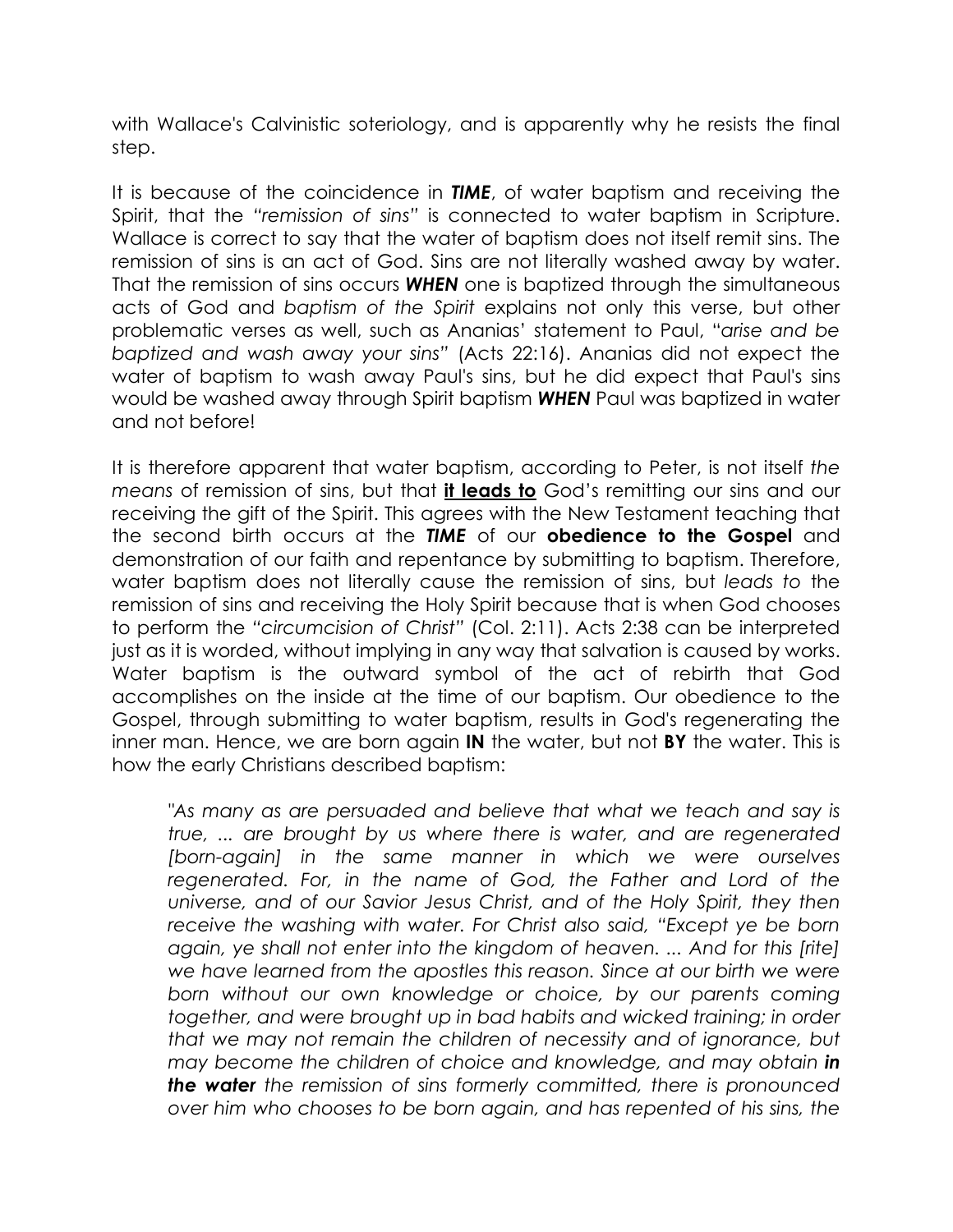with Wallace's Calvinistic soteriology, and is apparently why he resists the final step.

It is because of the coincidence in ***TIME***, of water baptism and receiving the Spirit, that the *"remission of sins"* is connected to water baptism in Scripture. Wallace is correct to say that the water of baptism does not itself remit sins. The remission of sins is an act of God. Sins are not literally washed away by water. That the remission of sins occurs ***WHEN*** one is baptized through the simultaneous acts of God and *baptism of the Spirit* explains not only this verse, but other problematic verses as well, such as Ananias' statement to Paul, "*arise and be baptized and wash away your sins*" (Acts 22:16). Ananias did not expect the water of baptism to wash away Paul's sins, but he did expect that Paul's sins would be washed away through Spirit baptism ***WHEN*** Paul was baptized in water and not before!

It is therefore apparent that water baptism, according to Peter, is not itself *the means* of remission of sins, but that **<u>it leads to</u>** God's remitting our sins and our receiving the gift of the Spirit. This agrees with the New Testament teaching that the second birth occurs at the ***TIME*** of our **obedience to the Gospel** and demonstration of our faith and repentance by submitting to baptism. Therefore, water baptism does not literally cause the remission of sins, but *leads to* the remission of sins and receiving the Holy Spirit because that is when God chooses to perform the *"circumcision of Christ"* (Col. 2:11). Acts 2:38 can be interpreted just as it is worded, without implying in any way that salvation is caused by works. Water baptism is the outward symbol of the act of rebirth that God accomplishes on the inside at the time of our baptism. Our obedience to the Gospel, through submitting to water baptism, results in God's regenerating the inner man. Hence, we are born again **IN** the water, but not **BY** the water. This is how the early Christians described baptism:

> *"As many as are persuaded and believe that what we teach and say is true, ... are brought by us where there is water, and are regenerated [born-again] in the same manner in which we were ourselves regenerated. For, in the name of God, the Father and Lord of the universe, and of our Savior Jesus Christ, and of the Holy Spirit, they then receive the washing with water. For Christ also said, "Except ye be born again, ye shall not enter into the kingdom of heaven. ... And for this [rite] we have learned from the apostles this reason. Since at our birth we were born without our own knowledge or choice, by our parents coming together, and were brought up in bad habits and wicked training; in order that we may not remain the children of necessity and of ignorance, but may become the children of choice and knowledge, and may obtain* ***in the water*** *the remission of sins formerly committed, there is pronounced over him who chooses to be born again, and has repented of his sins, the*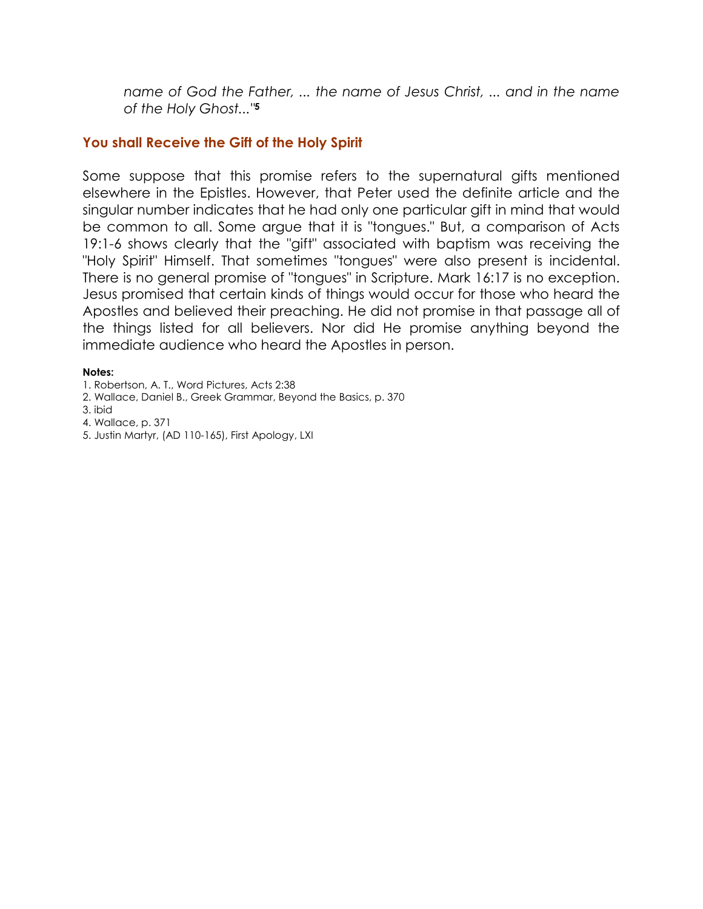*name of God the Father, ... the name of Jesus Christ, ... and in the name of the Holy Ghost...*"[5]

## You shall Receive the Gift of the Holy Spirit

Some suppose that this promise refers to the supernatural gifts mentioned elsewhere in the Epistles. However, that Peter used the definite article and the singular number indicates that he had only one particular gift in mind that would be common to all. Some argue that it is "tongues." But, a comparison of Acts 19:1-6 shows clearly that the "gift" associated with baptism was receiving the "Holy Spirit" Himself. That sometimes "tongues" were also present is incidental. There is no general promise of "tongues" in Scripture. Mark 16:17 is no exception. Jesus promised that certain kinds of things would occur for those who heard the Apostles and believed their preaching. He did not promise in that passage all of the things listed for all believers. Nor did He promise anything beyond the immediate audience who heard the Apostles in person.

**Notes:**

1. Robertson, A. T., Word Pictures, Acts 2:38
2. Wallace, Daniel B., Greek Grammar, Beyond the Basics, p. 370
3. ibid
4. Wallace, p. 371
5. Justin Martyr, (AD 110-165), First Apology, LXI